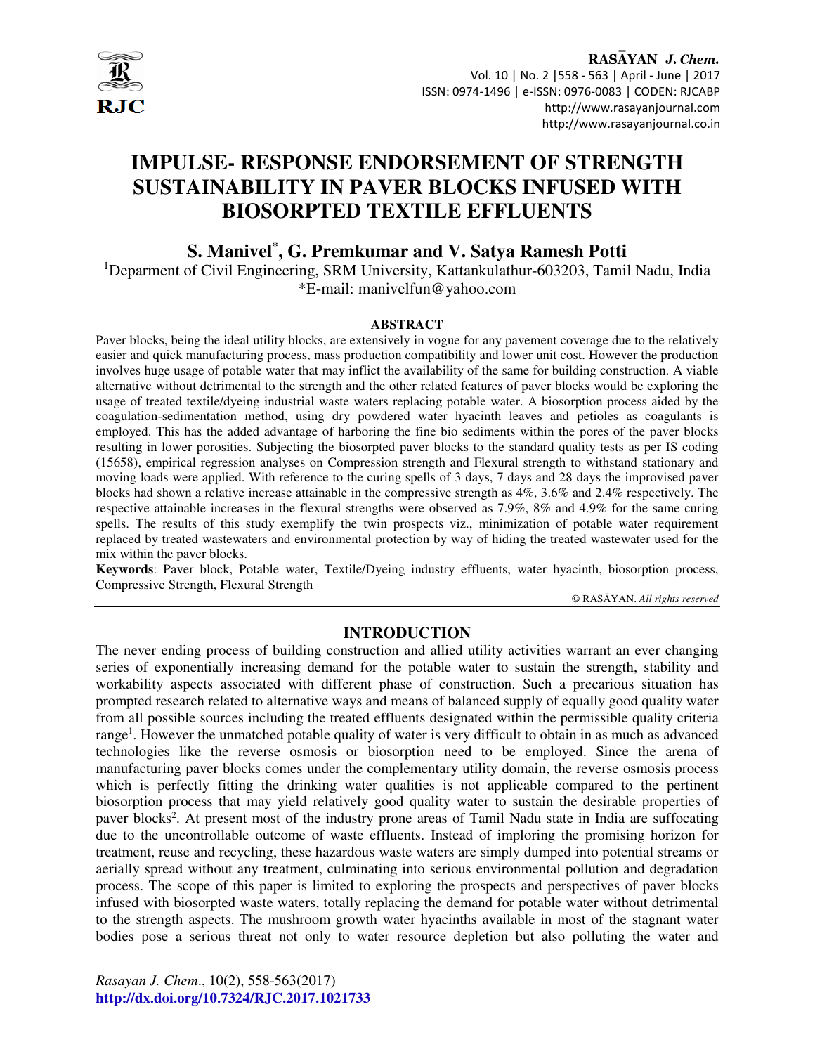# IMPULSE- RESPONSE ENDORSEMENT OF STRENGTH SUSTAINABILITY IN PAVER BLOCKS INFUSED WITH BIOSORPTED TEXTILE EFFLUENTS

**S. Manivel[*], G. Premkumar and V. Satya Ramesh Potti**

[1]Deparment of Civil Engineering, SRM University, Kattankulathur-603203, Tamil Nadu, India

*E-mail: manivelfun@yahoo.com

## ABSTRACT

Paver blocks, being the ideal utility blocks, are extensively in vogue for any pavement coverage due to the relatively easier and quick manufacturing process, mass production compatibility and lower unit cost. However the production involves huge usage of potable water that may inflict the availability of the same for building construction. A viable alternative without detrimental to the strength and the other related features of paver blocks would be exploring the usage of treated textile/dyeing industrial waste waters replacing potable water. A biosorption process aided by the coagulation-sedimentation method, using dry powdered water hyacinth leaves and petioles as coagulants is employed. This has the added advantage of harboring the fine bio sediments within the pores of the paver blocks resulting in lower porosities. Subjecting the biosorpted paver blocks to the standard quality tests as per IS coding (15658), empirical regression analyses on Compression strength and Flexural strength to withstand stationary and moving loads were applied. With reference to the curing spells of 3 days, 7 days and 28 days the improvised paver blocks had shown a relative increase attainable in the compressive strength as 4%, 3.6% and 2.4% respectively. The respective attainable increases in the flexural strengths were observed as 7.9%, 8% and 4.9% for the same curing spells. The results of this study exemplify the twin prospects viz., minimization of potable water requirement replaced by treated wastewaters and environmental protection by way of hiding the treated wastewater used for the mix within the paver blocks.

**Keywords**: Paver block, Potable water, Textile/Dyeing industry effluents, water hyacinth, biosorption process, Compressive Strength, Flexural Strength

© RASĀYAN. *All rights reserved*

## INTRODUCTION

The never ending process of building construction and allied utility activities warrant an ever changing series of exponentially increasing demand for the potable water to sustain the strength, stability and workability aspects associated with different phase of construction. Such a precarious situation has prompted research related to alternative ways and means of balanced supply of equally good quality water from all possible sources including the treated effluents designated within the permissible quality criteria range[1]. However the unmatched potable quality of water is very difficult to obtain in as much as advanced technologies like the reverse osmosis or biosorption need to be employed. Since the arena of manufacturing paver blocks comes under the complementary utility domain, the reverse osmosis process which is perfectly fitting the drinking water qualities is not applicable compared to the pertinent biosorption process that may yield relatively good quality water to sustain the desirable properties of paver blocks[2]. At present most of the industry prone areas of Tamil Nadu state in India are suffocating due to the uncontrollable outcome of waste effluents. Instead of imploring the promising horizon for treatment, reuse and recycling, these hazardous waste waters are simply dumped into potential streams or aerially spread without any treatment, culminating into serious environmental pollution and degradation process. The scope of this paper is limited to exploring the prospects and perspectives of paver blocks infused with biosorpted waste waters, totally replacing the demand for potable water without detrimental to the strength aspects. The mushroom growth water hyacinths available in most of the stagnant water bodies pose a serious threat not only to water resource depletion but also polluting the water and

*Rasayan J. Chem*., 10(2), 558-563(2017)
http://dx.doi.org/10.7324/RJC.2017.1021733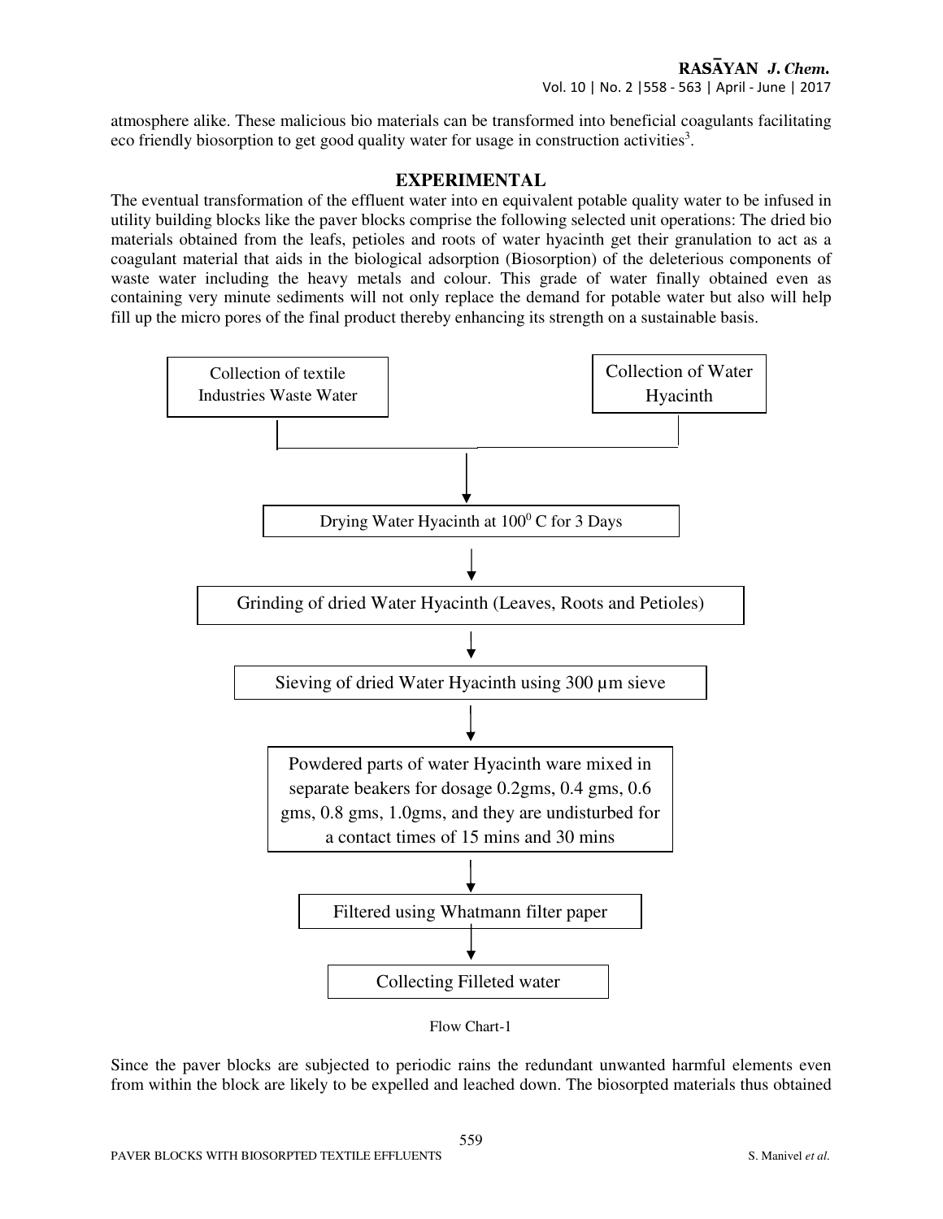atmosphere alike. These malicious bio materials can be transformed into beneficial coagulants facilitating eco friendly biosorption to get good quality water for usage in construction activities[3].

## EXPERIMENTAL

The eventual transformation of the effluent water into en equivalent potable quality water to be infused in utility building blocks like the paver blocks comprise the following selected unit operations: The dried bio materials obtained from the leafs, petioles and roots of water hyacinth get their granulation to act as a coagulant material that aids in the biological adsorption (Biosorption) of the deleterious components of waste water including the heavy metals and colour. This grade of water finally obtained even as containing very minute sediments will not only replace the demand for potable water but also will help fill up the micro pores of the final product thereby enhancing its strength on a sustainable basis.

Collection of textile Industries Waste Water | Collection of Water Hyacinth

↓

Drying Water Hyacinth at $100^0$ C for 3 Days

↓

Grinding of dried Water Hyacinth (Leaves, Roots and Petioles)

↓

Sieving of dried Water Hyacinth using 300 µm sieve

↓

Powdered parts of water Hyacinth ware mixed in separate beakers for dosage 0.2gms, 0.4 gms, 0.6 gms, 0.8 gms, 1.0gms, and they are undisturbed for a contact times of 15 mins and 30 mins

↓

Filtered using Whatmann filter paper

↓

Collecting Filleted water

Flow Chart-1

Since the paver blocks are subjected to periodic rains the redundant unwanted harmful elements even from within the block are likely to be expelled and leached down. The biosorpted materials thus obtained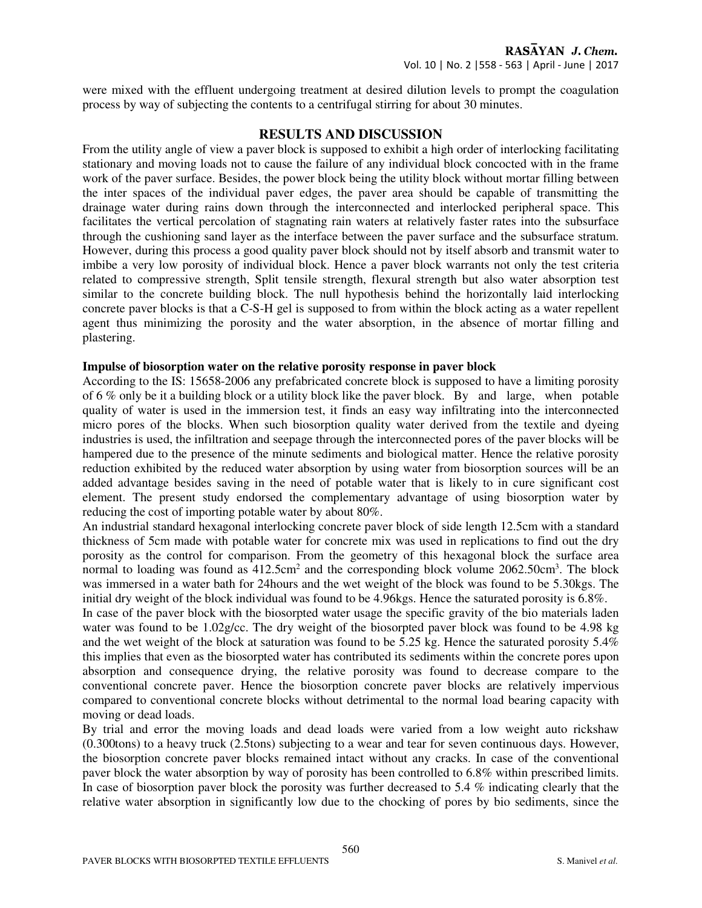were mixed with the effluent undergoing treatment at desired dilution levels to prompt the coagulation process by way of subjecting the contents to a centrifugal stirring for about 30 minutes.

## RESULTS AND DISCUSSION

From the utility angle of view a paver block is supposed to exhibit a high order of interlocking facilitating stationary and moving loads not to cause the failure of any individual block concocted with in the frame work of the paver surface. Besides, the power block being the utility block without mortar filling between the inter spaces of the individual paver edges, the paver area should be capable of transmitting the drainage water during rains down through the interconnected and interlocked peripheral space. This facilitates the vertical percolation of stagnating rain waters at relatively faster rates into the subsurface through the cushioning sand layer as the interface between the paver surface and the subsurface stratum. However, during this process a good quality paver block should not by itself absorb and transmit water to imbibe a very low porosity of individual block. Hence a paver block warrants not only the test criteria related to compressive strength, Split tensile strength, flexural strength but also water absorption test similar to the concrete building block. The null hypothesis behind the horizontally laid interlocking concrete paver blocks is that a C-S-H gel is supposed to from within the block acting as a water repellent agent thus minimizing the porosity and the water absorption, in the absence of mortar filling and plastering.

### Impulse of biosorption water on the relative porosity response in paver block

According to the IS: 15658-2006 any prefabricated concrete block is supposed to have a limiting porosity of 6 % only be it a building block or a utility block like the paver block. By and large, when potable quality of water is used in the immersion test, it finds an easy way infiltrating into the interconnected micro pores of the blocks. When such biosorption quality water derived from the textile and dyeing industries is used, the infiltration and seepage through the interconnected pores of the paver blocks will be hampered due to the presence of the minute sediments and biological matter. Hence the relative porosity reduction exhibited by the reduced water absorption by using water from biosorption sources will be an added advantage besides saving in the need of potable water that is likely to in cure significant cost element. The present study endorsed the complementary advantage of using biosorption water by reducing the cost of importing potable water by about 80%.

An industrial standard hexagonal interlocking concrete paver block of side length 12.5cm with a standard thickness of 5cm made with potable water for concrete mix was used in replications to find out the dry porosity as the control for comparison. From the geometry of this hexagonal block the surface area normal to loading was found as 412.5cm$^2$ and the corresponding block volume 2062.50cm$^3$. The block was immersed in a water bath for 24hours and the wet weight of the block was found to be 5.30kgs. The initial dry weight of the block individual was found to be 4.96kgs. Hence the saturated porosity is 6.8%.

In case of the paver block with the biosorpted water usage the specific gravity of the bio materials laden water was found to be 1.02g/cc. The dry weight of the biosorpted paver block was found to be 4.98 kg and the wet weight of the block at saturation was found to be 5.25 kg. Hence the saturated porosity 5.4% this implies that even as the biosorpted water has contributed its sediments within the concrete pores upon absorption and consequence drying, the relative porosity was found to decrease compare to the conventional concrete paver. Hence the biosorption concrete paver blocks are relatively impervious compared to conventional concrete blocks without detrimental to the normal load bearing capacity with moving or dead loads.

By trial and error the moving loads and dead loads were varied from a low weight auto rickshaw (0.300tons) to a heavy truck (2.5tons) subjecting to a wear and tear for seven continuous days. However, the biosorption concrete paver blocks remained intact without any cracks. In case of the conventional paver block the water absorption by way of porosity has been controlled to 6.8% within prescribed limits. In case of biosorption paver block the porosity was further decreased to 5.4 % indicating clearly that the relative water absorption in significantly low due to the chocking of pores by bio sediments, since the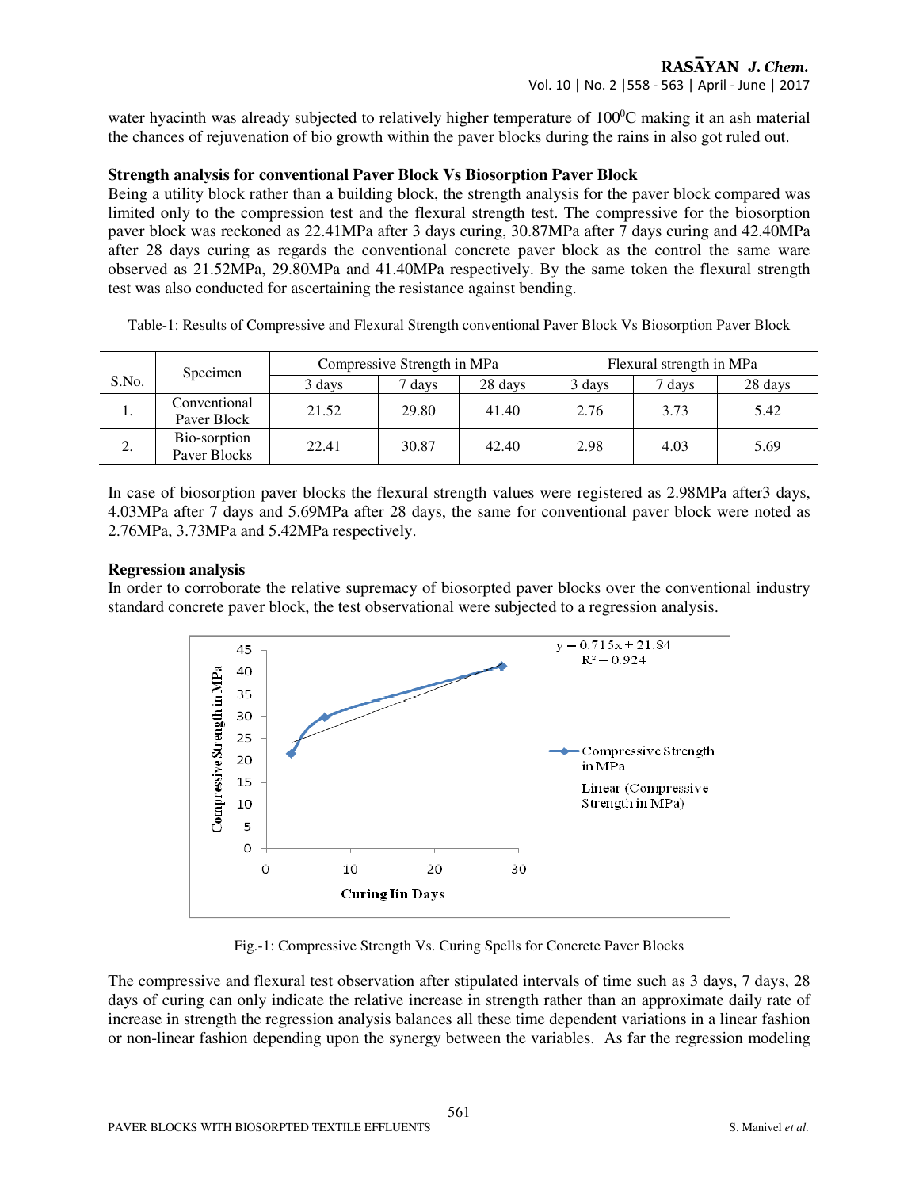water hyacinth was already subjected to relatively higher temperature of $100^0$C making it an ash material the chances of rejuvenation of bio growth within the paver blocks during the rains in also got ruled out.

### Strength analysis for conventional Paver Block Vs Biosorption Paver Block

Being a utility block rather than a building block, the strength analysis for the paver block compared was limited only to the compression test and the flexural strength test. The compressive for the biosorption paver block was reckoned as 22.41MPa after 3 days curing, 30.87MPa after 7 days curing and 42.40MPa after 28 days curing as regards the conventional concrete paver block as the control the same ware observed as 21.52MPa, 29.80MPa and 41.40MPa respectively. By the same token the flexural strength test was also conducted for ascertaining the resistance against bending.

Table-1: Results of Compressive and Flexural Strength conventional Paver Block Vs Biosorption Paver Block

| S.No. | Specimen | Compressive Strength in MPa | | | Flexural strength in MPa | | |
|---|---|---|---|---|---|---|---|
| | | 3 days | 7 days | 28 days | 3 days | 7 days | 28 days |
| 1. | Conventional Paver Block | 21.52 | 29.80 | 41.40 | 2.76 | 3.73 | 5.42 |
| 2. | Bio-sorption Paver Blocks | 22.41 | 30.87 | 42.40 | 2.98 | 4.03 | 5.69 |

In case of biosorption paver blocks the flexural strength values were registered as 2.98MPa after3 days, 4.03MPa after 7 days and 5.69MPa after 28 days, the same for conventional paver block were noted as 2.76MPa, 3.73MPa and 5.42MPa respectively.

### Regression analysis

In order to corroborate the relative supremacy of biosorpted paver blocks over the conventional industry standard concrete paver block, the test observational were subjected to a regression analysis.

Fig.-1: Compressive Strength Vs. Curing Spells for Concrete Paver Blocks

The compressive and flexural test observation after stipulated intervals of time such as 3 days, 7 days, 28 days of curing can only indicate the relative increase in strength rather than an approximate daily rate of increase in strength the regression analysis balances all these time dependent variations in a linear fashion or non-linear fashion depending upon the synergy between the variables. As far the regression modeling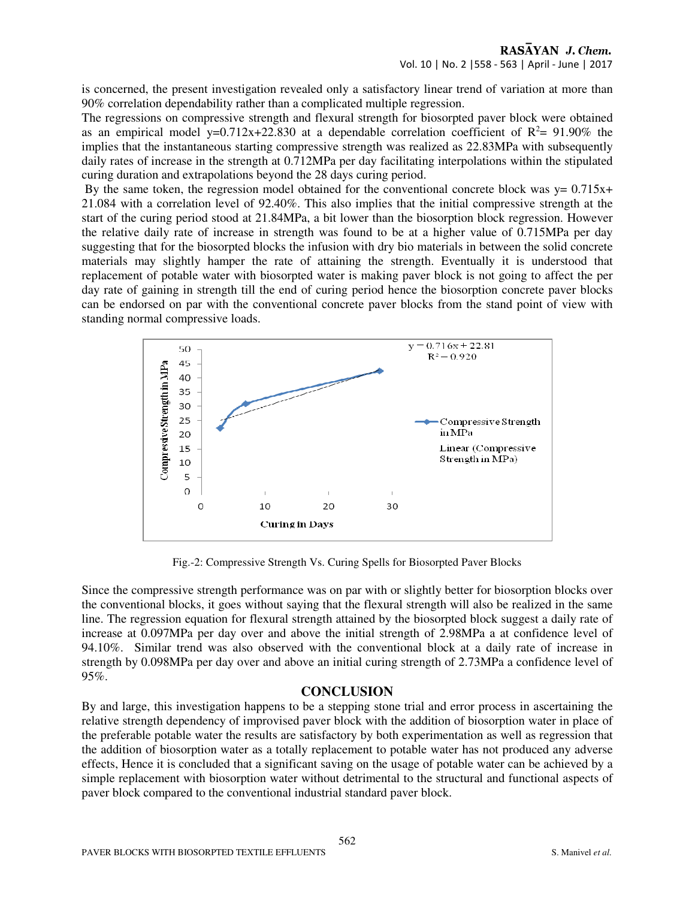is concerned, the present investigation revealed only a satisfactory linear trend of variation at more than 90% correlation dependability rather than a complicated multiple regression.

The regressions on compressive strength and flexural strength for biosorpted paver block were obtained as an empirical model $y=0.712x+22.830$ at a dependable correlation coefficient of $R^2$= 91.90% the implies that the instantaneous starting compressive strength was realized as 22.83MPa with subsequently daily rates of increase in the strength at 0.712MPa per day facilitating interpolations within the stipulated curing duration and extrapolations beyond the 28 days curing period.

By the same token, the regression model obtained for the conventional concrete block was $y= 0.715x+ 21.084$ with a correlation level of 92.40%. This also implies that the initial compressive strength at the start of the curing period stood at 21.84MPa, a bit lower than the biosorption block regression. However the relative daily rate of increase in strength was found to be at a higher value of 0.715MPa per day suggesting that for the biosorpted blocks the infusion with dry bio materials in between the solid concrete materials may slightly hamper the rate of attaining the strength. Eventually it is understood that replacement of potable water with biosorpted water is making paver block is not going to affect the per day rate of gaining in strength till the end of curing period hence the biosorption concrete paver blocks can be endorsed on par with the conventional concrete paver blocks from the stand point of view with standing normal compressive loads.

Fig.-2: Compressive Strength Vs. Curing Spells for Biosorpted Paver Blocks

Since the compressive strength performance was on par with or slightly better for biosorption blocks over the conventional blocks, it goes without saying that the flexural strength will also be realized in the same line. The regression equation for flexural strength attained by the biosorpted block suggest a daily rate of increase at 0.097MPa per day over and above the initial strength of 2.98MPa a at confidence level of 94.10%. Similar trend was also observed with the conventional block at a daily rate of increase in strength by 0.098MPa per day over and above an initial curing strength of 2.73MPa a confidence level of 95%.

## CONCLUSION

By and large, this investigation happens to be a stepping stone trial and error process in ascertaining the relative strength dependency of improvised paver block with the addition of biosorption water in place of the preferable potable water the results are satisfactory by both experimentation as well as regression that the addition of biosorption water as a totally replacement to potable water has not produced any adverse effects, Hence it is concluded that a significant saving on the usage of potable water can be achieved by a simple replacement with biosorption water without detrimental to the structural and functional aspects of paver block compared to the conventional industrial standard paver block.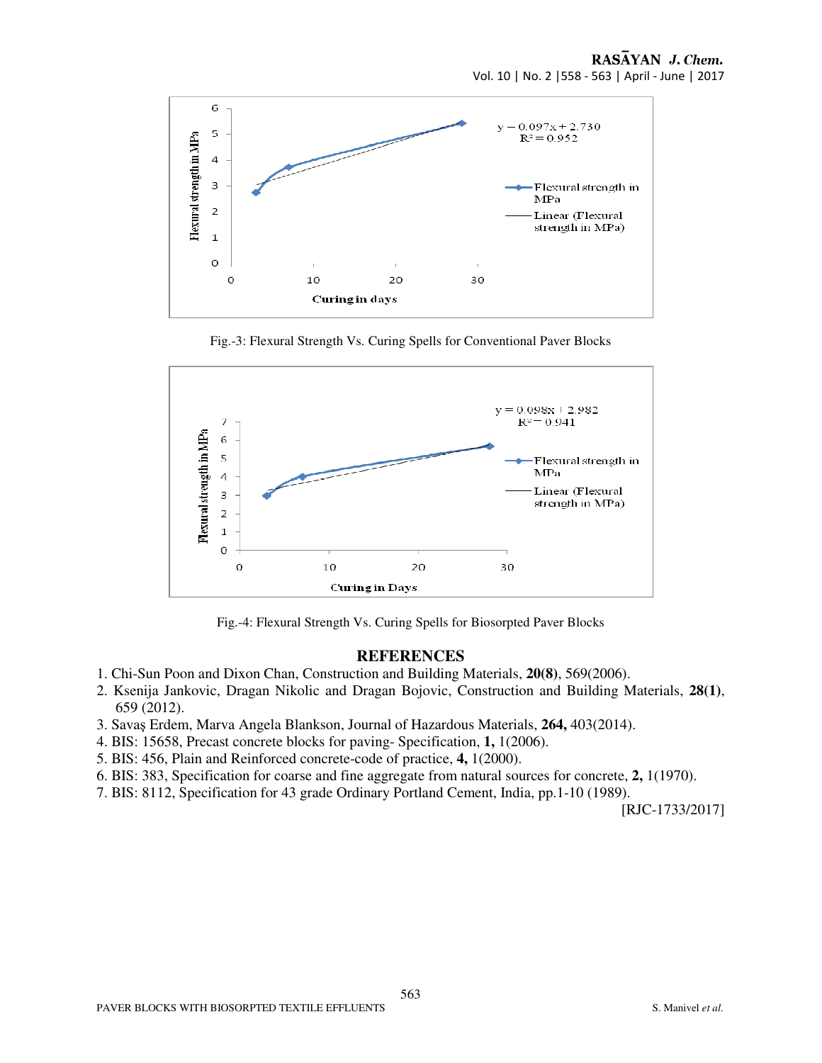6
5
4
3
2
1
0
0
10
20
30
Flexural strength in MPa
Curing in days
$y = 0.097x + 2.730$
$R^2 = 0.952$
Flexural strength in MPa
Linear (Flexural strength in MPa)

Fig.-3: Flexural Strength Vs. Curing Spells for Conventional Paver Blocks

7
6
5
4
3
2
1
0
0
10
20
30
Flexural strength in MPa
Curing in Days
$y = 0.098x + 2.982$
$R^2 = 0.941$
Flexural strength in MPa
Linear (Flexural strength in MPa)

Fig.-4: Flexural Strength Vs. Curing Spells for Biosorpted Paver Blocks

## REFERENCES

1. Chi-Sun Poon and Dixon Chan, Construction and Building Materials, **20(8)**, 569(2006).
2. Ksenija Jankovic, Dragan Nikolic and Dragan Bojovic, Construction and Building Materials, **28(1)**, 659 (2012).
3. Savaş Erdem, Marva Angela Blankson, Journal of Hazardous Materials, **264,** 403(2014).
4. BIS: 15658, Precast concrete blocks for paving- Specification, **1,** 1(2006).
5. BIS: 456, Plain and Reinforced concrete-code of practice, **4,** 1(2000).
6. BIS: 383, Specification for coarse and fine aggregate from natural sources for concrete, **2,** 1(1970).
7. BIS: 8112, Specification for 43 grade Ordinary Portland Cement, India, pp.1-10 (1989).

[RJC-1733/2017]